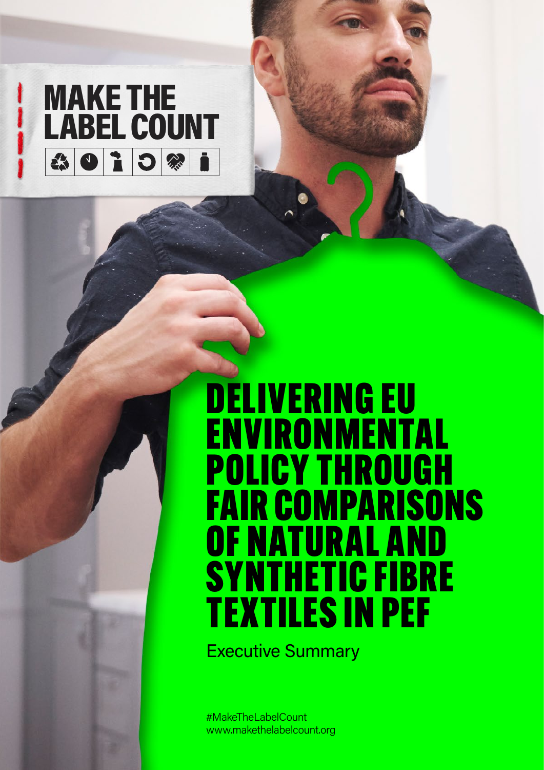MAKE THE LABEL COUNT

# DELIVERING EU ENVIRONMENTAL POLICY THROUGH FAIR COMPARISONS OF NATURAL AND SYNTHETIC FIBRE TEXTILES IN PEF

Executive Summary

#MakeTheLabelCount
www.makethelabelcount.org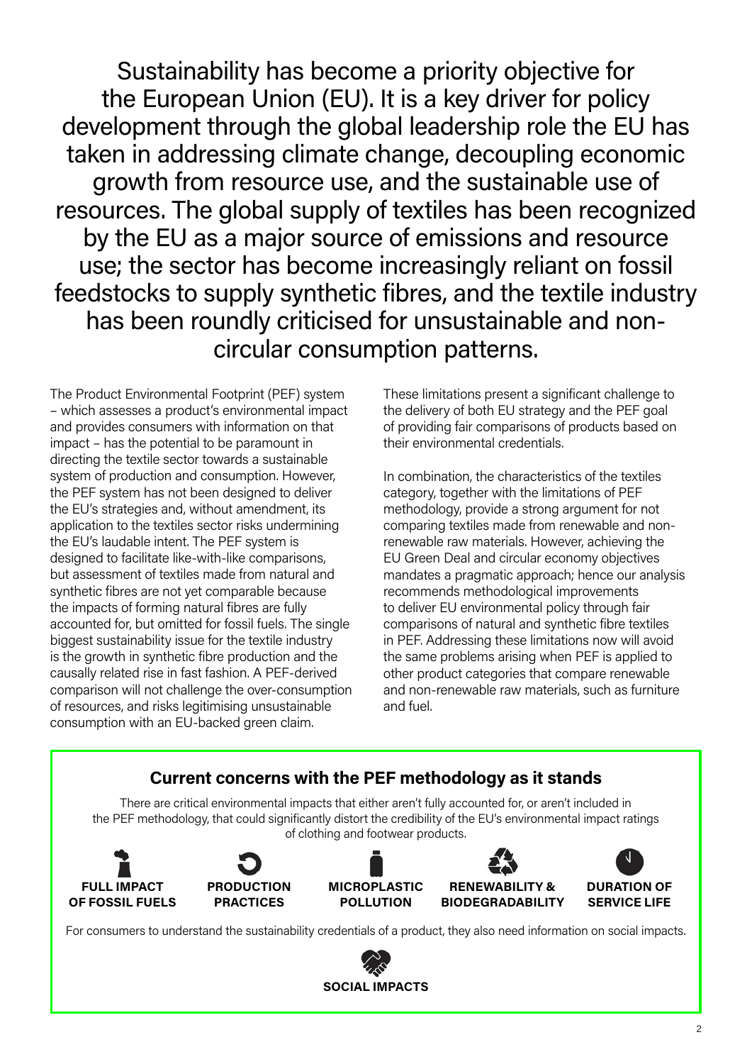Sustainability has become a priority objective for the European Union (EU). It is a key driver for policy development through the global leadership role the EU has taken in addressing climate change, decoupling economic growth from resource use, and the sustainable use of resources. The global supply of textiles has been recognized by the EU as a major source of emissions and resource use; the sector has become increasingly reliant on fossil feedstocks to supply synthetic fibres, and the textile industry has been roundly criticised for unsustainable and non-circular consumption patterns.

The Product Environmental Footprint (PEF) system – which assesses a product's environmental impact and provides consumers with information on that impact – has the potential to be paramount in directing the textile sector towards a sustainable system of production and consumption. However, the PEF system has not been designed to deliver the EU's strategies and, without amendment, its application to the textiles sector risks undermining the EU's laudable intent. The PEF system is designed to facilitate like-with-like comparisons, but assessment of textiles made from natural and synthetic fibres are not yet comparable because the impacts of forming natural fibres are fully accounted for, but omitted for fossil fuels. The single biggest sustainability issue for the textile industry is the growth in synthetic fibre production and the causally related rise in fast fashion. A PEF-derived comparison will not challenge the over-consumption of resources, and risks legitimising unsustainable consumption with an EU-backed green claim.

These limitations present a significant challenge to the delivery of both EU strategy and the PEF goal of providing fair comparisons of products based on their environmental credentials.

In combination, the characteristics of the textiles category, together with the limitations of PEF methodology, provide a strong argument for not comparing textiles made from renewable and non-renewable raw materials. However, achieving the EU Green Deal and circular economy objectives mandates a pragmatic approach; hence our analysis recommends methodological improvements to deliver EU environmental policy through fair comparisons of natural and synthetic fibre textiles in PEF. Addressing these limitations now will avoid the same problems arising when PEF is applied to other product categories that compare renewable and non-renewable raw materials, such as furniture and fuel.

## Current concerns with the PEF methodology as it stands

There are critical environmental impacts that either aren't fully accounted for, or aren't included in the PEF methodology, that could significantly distort the credibility of the EU's environmental impact ratings of clothing and footwear products.

- **FULL IMPACT OF FOSSIL FUELS**
- **PRODUCTION PRACTICES**
- **MICROPLASTIC POLLUTION**
- **RENEWABILITY & BIODEGRADABILITY**
- **DURATION OF SERVICE LIFE**

For consumers to understand the sustainability credentials of a product, they also need information on social impacts.

- **SOCIAL IMPACTS**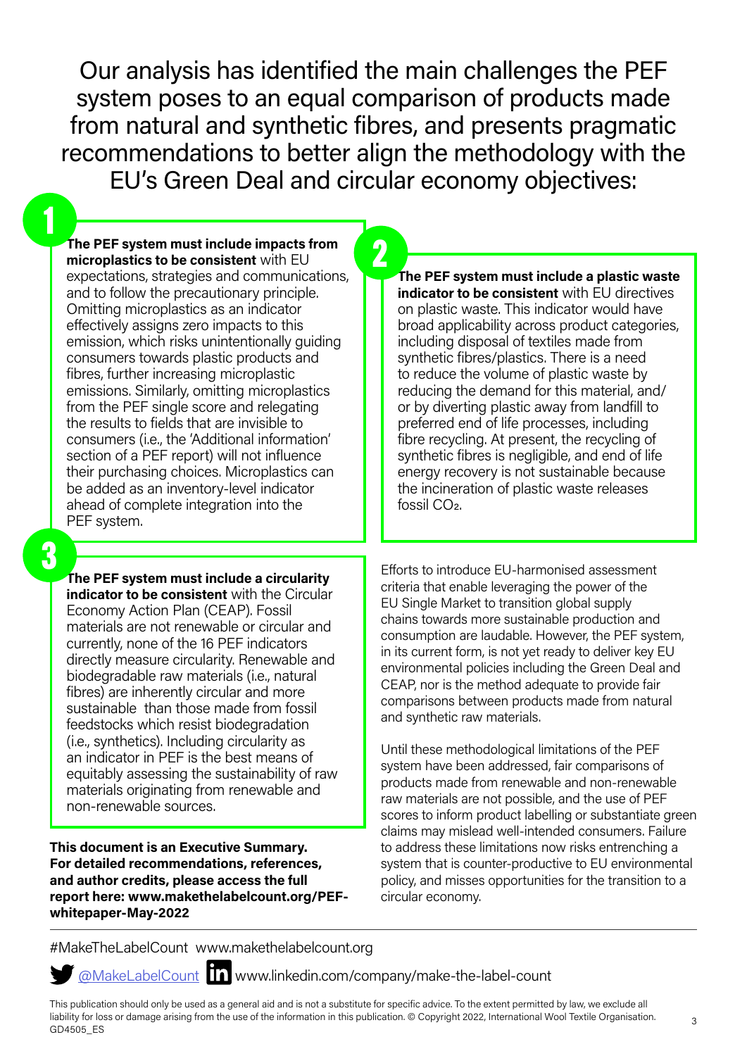Our analysis has identified the main challenges the PEF system poses to an equal comparison of products made from natural and synthetic fibres, and presents pragmatic recommendations to better align the methodology with the EU's Green Deal and circular economy objectives:

**1**

**The PEF system must include impacts from microplastics to be consistent** with EU expectations, strategies and communications, and to follow the precautionary principle. Omitting microplastics as an indicator effectively assigns zero impacts to this emission, which risks unintentionally guiding consumers towards plastic products and fibres, further increasing microplastic emissions. Similarly, omitting microplastics from the PEF single score and relegating the results to fields that are invisible to consumers (i.e., the 'Additional information' section of a PEF report) will not influence their purchasing choices. Microplastics can be added as an inventory-level indicator ahead of complete integration into the PEF system.

**2**

**The PEF system must include a plastic waste indicator to be consistent** with EU directives on plastic waste. This indicator would have broad applicability across product categories, including disposal of textiles made from synthetic fibres/plastics. There is a need to reduce the volume of plastic waste by reducing the demand for this material, and/or by diverting plastic away from landfill to preferred end of life processes, including fibre recycling. At present, the recycling of synthetic fibres is negligible, and end of life energy recovery is not sustainable because the incineration of plastic waste releases fossil $CO_2$.

**3**

**The PEF system must include a circularity indicator to be consistent** with the Circular Economy Action Plan (CEAP). Fossil materials are not renewable or circular and currently, none of the 16 PEF indicators directly measure circularity. Renewable and biodegradable raw materials (i.e., natural fibres) are inherently circular and more sustainable than those made from fossil feedstocks which resist biodegradation (i.e., synthetics). Including circularity as an indicator in PEF is the best means of equitably assessing the sustainability of raw materials originating from renewable and non-renewable sources.

**This document is an Executive Summary. For detailed recommendations, references, and author credits, please access the full report here: www.makethelabelcount.org/PEF-whitepaper-May-2022**

Efforts to introduce EU-harmonised assessment criteria that enable leveraging the power of the EU Single Market to transition global supply chains towards more sustainable production and consumption are laudable. However, the PEF system, in its current form, is not yet ready to deliver key EU environmental policies including the Green Deal and CEAP, nor is the method adequate to provide fair comparisons between products made from natural and synthetic raw materials.

Until these methodological limitations of the PEF system have been addressed, fair comparisons of products made from renewable and non-renewable raw materials are not possible, and the use of PEF scores to inform product labelling or substantiate green claims may mislead well-intended consumers. Failure to address these limitations now risks entrenching a system that is counter-productive to EU environmental policy, and misses opportunities for the transition to a circular economy.

#MakeTheLabelCount www.makethelabelcount.org

@MakeLabelCount www.linkedin.com/company/make-the-label-count

This publication should only be used as a general aid and is not a substitute for specific advice. To the extent permitted by law, we exclude all liability for loss or damage arising from the use of the information in this publication. © Copyright 2022, International Wool Textile Organisation. GD4505_ES